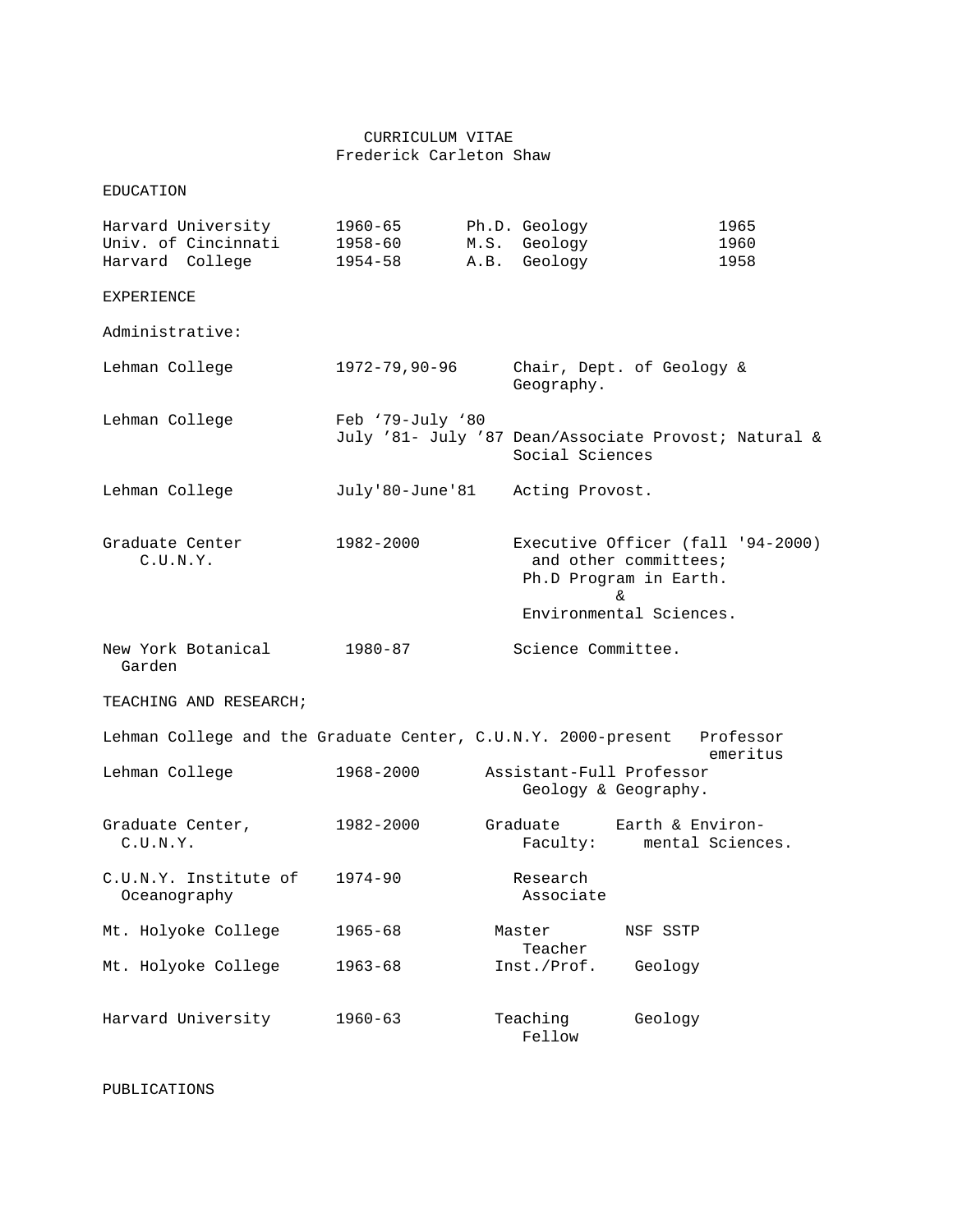# CURRICULUM VITAE

## Frederick Carleton Shaw

## EDUCATION

| | | | |
|---|---|---|---|
| Harvard University | 1960-65 | Ph.D. Geology | 1965 |
| Univ. of Cincinnati | 1958-60 | M.S. Geology | 1960 |
| Harvard College | 1954-58 | A.B. Geology | 1958 |

## EXPERIENCE

### Administrative:

| | | |
|---|---|---|
| Lehman College | 1972-79,90-96 | Chair, Dept. of Geology & Geography. |
| Lehman College | Feb '79-July '80<br>July '81- July '87 | Dean/Associate Provost; Natural & Social Sciences |
| Lehman College | July'80-June'81 | Acting Provost. |
| Graduate Center C.U.N.Y. | 1982-2000 | Executive Officer (fall '94-2000) and other committees; Ph.D Program in Earth. & Environmental Sciences. |
| New York Botanical Garden | 1980-87 | Science Committee. |

## TEACHING AND RESEARCH;

Lehman College and the Graduate Center, C.U.N.Y. 2000-present Professor emeritus

| | | | |
|---|---|---|---|
| Lehman College | 1968-2000 | Assistant-Full Professor Geology & Geography. | |
| Graduate Center, C.U.N.Y. | 1982-2000 | Graduate Faculty: | Earth & Environmental Sciences. |
| C.U.N.Y. Institute of Oceanography | 1974-90 | Research Associate | |
| Mt. Holyoke College | 1965-68 | Master Teacher | NSF SSTP |
| Mt. Holyoke College | 1963-68 | Inst./Prof. | Geology |
| Harvard University | 1960-63 | Teaching Fellow | Geology |

## PUBLICATIONS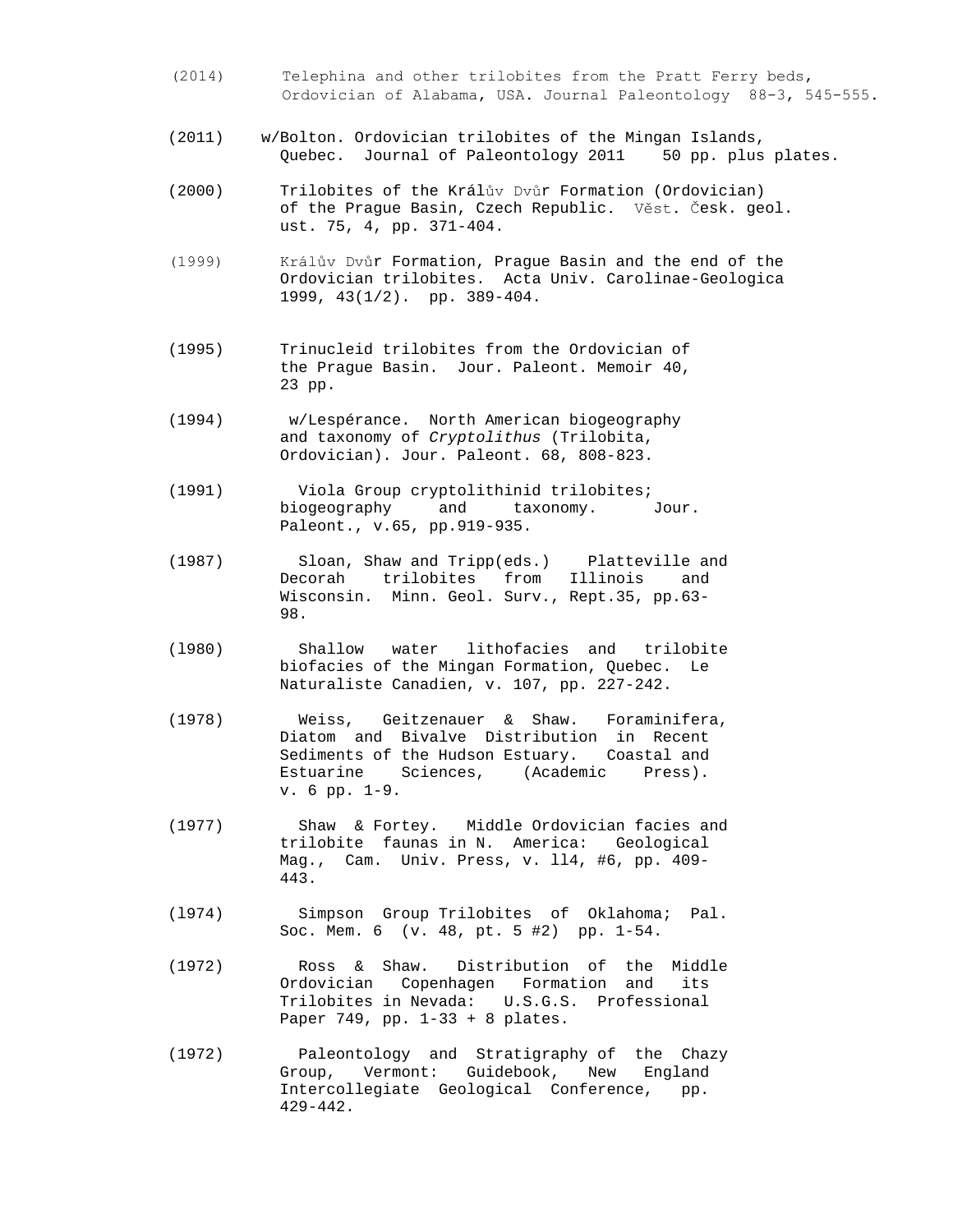(2014) Telephina and other trilobites from the Pratt Ferry beds, Ordovician of Alabama, USA. Journal Paleontology 88-3, 545-555.

(2011) w/Bolton. Ordovician trilobites of the Mingan Islands, Quebec. Journal of Paleontology 2011 50 pp. plus plates.

(2000) Trilobites of the Králův Dvůr Formation (Ordovician) of the Prague Basin, Czech Republic. Věst. Česk. geol. ust. 75, 4, pp. 371-404.

(1999) Králův Dvůr Formation, Prague Basin and the end of the Ordovician trilobites. Acta Univ. Carolinae-Geologica 1999, 43(1/2). pp. 389-404.

(1995) Trinucleid trilobites from the Ordovician of the Prague Basin. Jour. Paleont. Memoir 40, 23 pp.

(1994) w/Lespérance. North American biogeography and taxonomy of *Cryptolithus* (Trilobita, Ordovician). Jour. Paleont. 68, 808-823.

(1991) Viola Group cryptolithinid trilobites; biogeography and taxonomy. Jour. Paleont., v.65, pp.919-935.

(1987) Sloan, Shaw and Tripp(eds.) Platteville and Decorah trilobites from Illinois and Wisconsin. Minn. Geol. Surv., Rept.35, pp.63-98.

(l980) Shallow water lithofacies and trilobite biofacies of the Mingan Formation, Quebec. Le Naturaliste Canadien, v. 107, pp. 227-242.

(1978) Weiss, Geitzenauer & Shaw. Foraminifera, Diatom and Bivalve Distribution in Recent Sediments of the Hudson Estuary. Coastal and Estuarine Sciences, (Academic Press). v. 6 pp. 1-9.

(1977) Shaw & Fortey. Middle Ordovician facies and trilobite faunas in N. America: Geological Mag., Cam. Univ. Press, v. ll4, #6, pp. 409-443.

(l974) Simpson Group Trilobites of Oklahoma; Pal. Soc. Mem. 6 (v. 48, pt. 5 #2) pp. 1-54.

(1972) Ross & Shaw. Distribution of the Middle Ordovician Copenhagen Formation and its Trilobites in Nevada: U.S.G.S. Professional Paper 749, pp. 1-33 + 8 plates.

(1972) Paleontology and Stratigraphy of the Chazy Group, Vermont: Guidebook, New England Intercollegiate Geological Conference, pp. 429-442.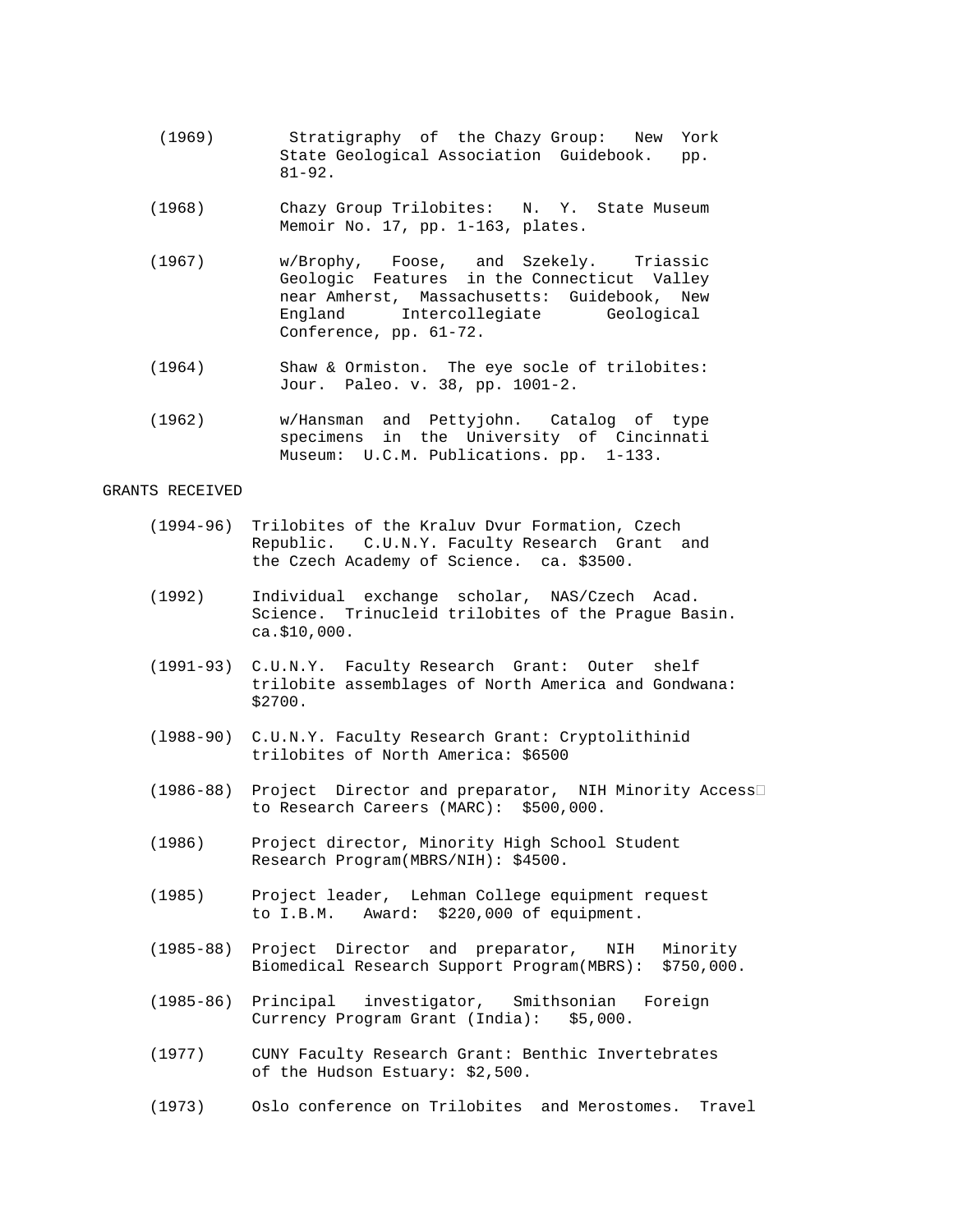(1969) Stratigraphy of the Chazy Group: New York State Geological Association Guidebook. pp. 81-92.

(1968) Chazy Group Trilobites: N. Y. State Museum Memoir No. 17, pp. 1-163, plates.

(1967) w/Brophy, Foose, and Szekely. Triassic Geologic Features in the Connecticut Valley near Amherst, Massachusetts: Guidebook, New England Intercollegiate Geological Conference, pp. 61-72.

(1964) Shaw & Ormiston. The eye socle of trilobites: Jour. Paleo. v. 38, pp. 1001-2.

(1962) w/Hansman and Pettyjohn. Catalog of type specimens in the University of Cincinnati Museum: U.C.M. Publications. pp. 1-133.

GRANTS RECEIVED

(1994-96) Trilobites of the Kraluv Dvur Formation, Czech Republic. C.U.N.Y. Faculty Research Grant and the Czech Academy of Science. ca. $3500.

(1992) Individual exchange scholar, NAS/Czech Acad. Science. Trinucleid trilobites of the Prague Basin. ca.$10,000.

(1991-93) C.U.N.Y. Faculty Research Grant: Outer shelf trilobite assemblages of North America and Gondwana: $2700.

(1988-90) C.U.N.Y. Faculty Research Grant: Cryptolithinid trilobites of North America: $6500

(1986-88) Project Director and preparator, NIH Minority Access to Research Careers (MARC): $500,000.

(1986) Project director, Minority High School Student Research Program(MBRS/NIH): $4500.

(1985) Project leader, Lehman College equipment request to I.B.M. Award: $220,000 of equipment.

(1985-88) Project Director and preparator, NIH Minority Biomedical Research Support Program(MBRS): $750,000.

(1985-86) Principal investigator, Smithsonian Foreign Currency Program Grant (India): $5,000.

(1977) CUNY Faculty Research Grant: Benthic Invertebrates of the Hudson Estuary: $2,500.

(1973) Oslo conference on Trilobites and Merostomes. Travel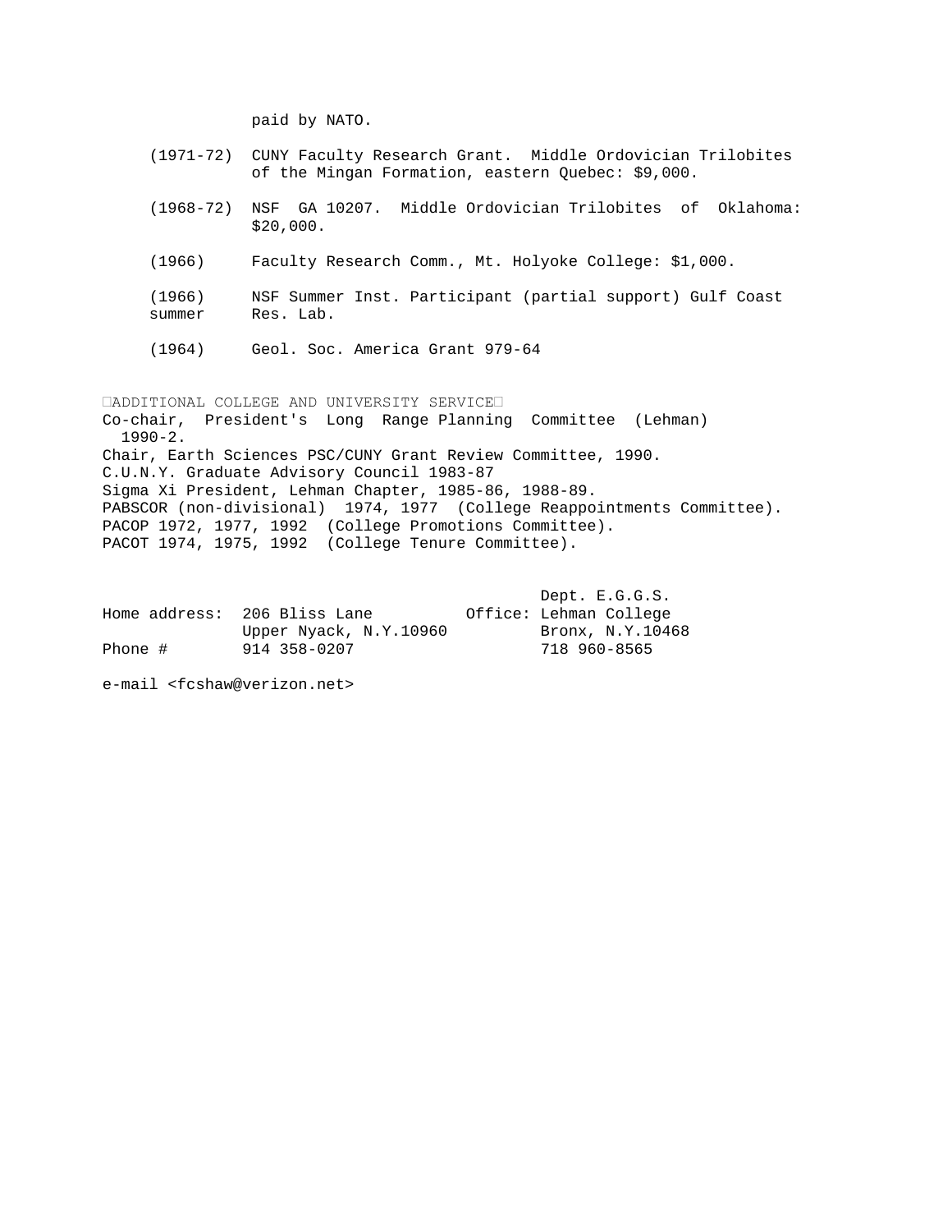paid by NATO.

- (1971-72) CUNY Faculty Research Grant. Middle Ordovician Trilobites of the Mingan Formation, eastern Quebec: $9,000.
- (1968-72) NSF GA 10207. Middle Ordovician Trilobites of Oklahoma: $20,000.
- (1966) Faculty Research Comm., Mt. Holyoke College: $1,000.
- (1966) summer NSF Summer Inst. Participant (partial support) Gulf Coast Res. Lab.
- (1964) Geol. Soc. America Grant 979-64

## ADDITIONAL COLLEGE AND UNIVERSITY SERVICE

Co-chair, President's Long Range Planning Committee (Lehman) 1990-2.
Chair, Earth Sciences PSC/CUNY Grant Review Committee, 1990.
C.U.N.Y. Graduate Advisory Council 1983-87
Sigma Xi President, Lehman Chapter, 1985-86, 1988-89.
PABSCOR (non-divisional) 1974, 1977 (College Reappointments Committee).
PACOP 1972, 1977, 1992 (College Promotions Committee).
PACOT 1974, 1975, 1992 (College Tenure Committee).

| | | | |
|---|---|---|---|
| | | | Dept. E.G.G.S. |
| Home address: | 206 Bliss Lane | Office: | Lehman College |
| | Upper Nyack, N.Y.10960 | | Bronx, N.Y.10468 |
| Phone # | 914 358-0207 | | 718 960-8565 |

e-mail <fcshaw@verizon.net>